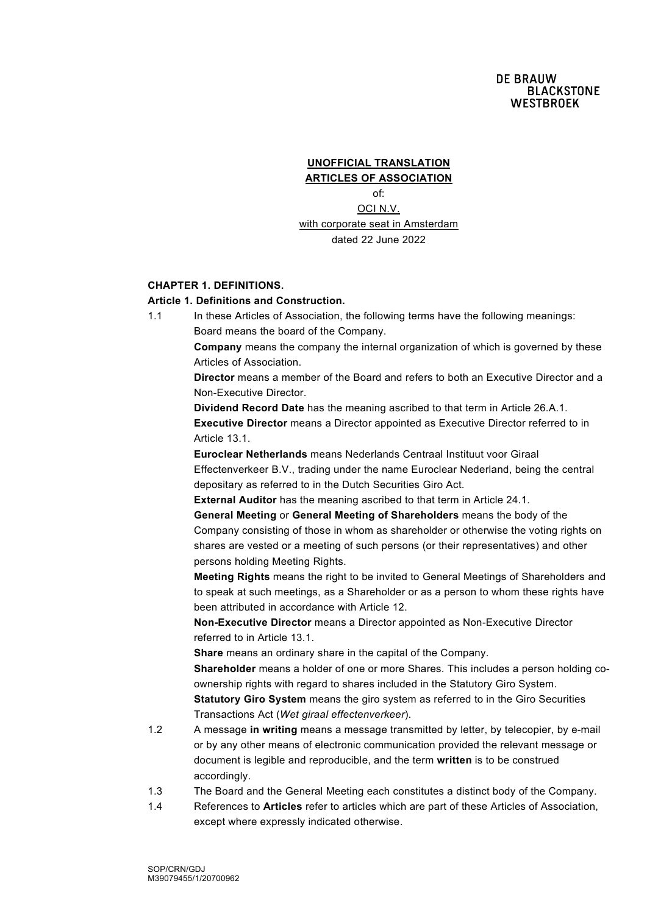**UNOFFICIAL TRANSLATION**

**ARTICLES OF ASSOCIATION**

of:

OCI N.V.

with corporate seat in Amsterdam

dated 22 June 2022

## CHAPTER 1. DEFINITIONS.

### Article 1. Definitions and Construction.

1.1 In these Articles of Association, the following terms have the following meanings:

Board means the board of the Company.

**Company** means the company the internal organization of which is governed by these Articles of Association.

**Director** means a member of the Board and refers to both an Executive Director and a Non-Executive Director.

**Dividend Record Date** has the meaning ascribed to that term in Article 26.A.1.

**Executive Director** means a Director appointed as Executive Director referred to in Article 13.1.

**Euroclear Netherlands** means Nederlands Centraal Instituut voor Giraal Effectenverkeer B.V., trading under the name Euroclear Nederland, being the central depositary as referred to in the Dutch Securities Giro Act.

**External Auditor** has the meaning ascribed to that term in Article 24.1.

**General Meeting** or **General Meeting of Shareholders** means the body of the Company consisting of those in whom as shareholder or otherwise the voting rights on shares are vested or a meeting of such persons (or their representatives) and other persons holding Meeting Rights.

**Meeting Rights** means the right to be invited to General Meetings of Shareholders and to speak at such meetings, as a Shareholder or as a person to whom these rights have been attributed in accordance with Article 12.

**Non-Executive Director** means a Director appointed as Non-Executive Director referred to in Article 13.1.

**Share** means an ordinary share in the capital of the Company.

**Shareholder** means a holder of one or more Shares. This includes a person holding co-ownership rights with regard to shares included in the Statutory Giro System.

**Statutory Giro System** means the giro system as referred to in the Giro Securities Transactions Act (*Wet giraal effectenverkeer*).

1.2 A message **in writing** means a message transmitted by letter, by telecopier, by e-mail or by any other means of electronic communication provided the relevant message or document is legible and reproducible, and the term **written** is to be construed accordingly.

1.3 The Board and the General Meeting each constitutes a distinct body of the Company.

1.4 References to **Articles** refer to articles which are part of these Articles of Association, except where expressly indicated otherwise.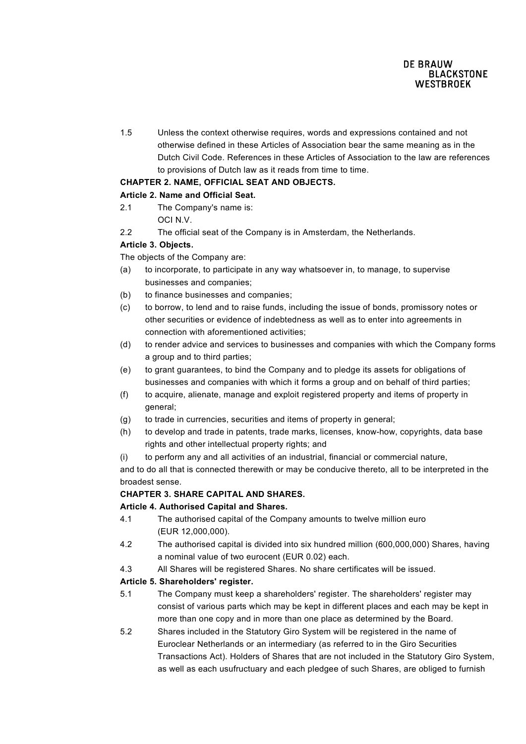1.5 Unless the context otherwise requires, words and expressions contained and not otherwise defined in these Articles of Association bear the same meaning as in the Dutch Civil Code. References in these Articles of Association to the law are references to provisions of Dutch law as it reads from time to time.

**CHAPTER 2. NAME, OFFICIAL SEAT AND OBJECTS.**

**Article 2. Name and Official Seat.**

2.1 The Company's name is:
OCI N.V.

2.2 The official seat of the Company is in Amsterdam, the Netherlands.

**Article 3. Objects.**

The objects of the Company are:

(a) to incorporate, to participate in any way whatsoever in, to manage, to supervise businesses and companies;

(b) to finance businesses and companies;

(c) to borrow, to lend and to raise funds, including the issue of bonds, promissory notes or other securities or evidence of indebtedness as well as to enter into agreements in connection with aforementioned activities;

(d) to render advice and services to businesses and companies with which the Company forms a group and to third parties;

(e) to grant guarantees, to bind the Company and to pledge its assets for obligations of businesses and companies with which it forms a group and on behalf of third parties;

(f) to acquire, alienate, manage and exploit registered property and items of property in general;

(g) to trade in currencies, securities and items of property in general;

(h) to develop and trade in patents, trade marks, licenses, know-how, copyrights, data base rights and other intellectual property rights; and

(i) to perform any and all activities of an industrial, financial or commercial nature,

and to do all that is connected therewith or may be conducive thereto, all to be interpreted in the broadest sense.

**CHAPTER 3. SHARE CAPITAL AND SHARES.**

**Article 4. Authorised Capital and Shares.**

4.1 The authorised capital of the Company amounts to twelve million euro (EUR 12,000,000).

4.2 The authorised capital is divided into six hundred million (600,000,000) Shares, having a nominal value of two eurocent (EUR 0.02) each.

4.3 All Shares will be registered Shares. No share certificates will be issued.

**Article 5. Shareholders' register.**

5.1 The Company must keep a shareholders' register. The shareholders' register may consist of various parts which may be kept in different places and each may be kept in more than one copy and in more than one place as determined by the Board.

5.2 Shares included in the Statutory Giro System will be registered in the name of Euroclear Netherlands or an intermediary (as referred to in the Giro Securities Transactions Act). Holders of Shares that are not included in the Statutory Giro System, as well as each usufructuary and each pledgee of such Shares, are obliged to furnish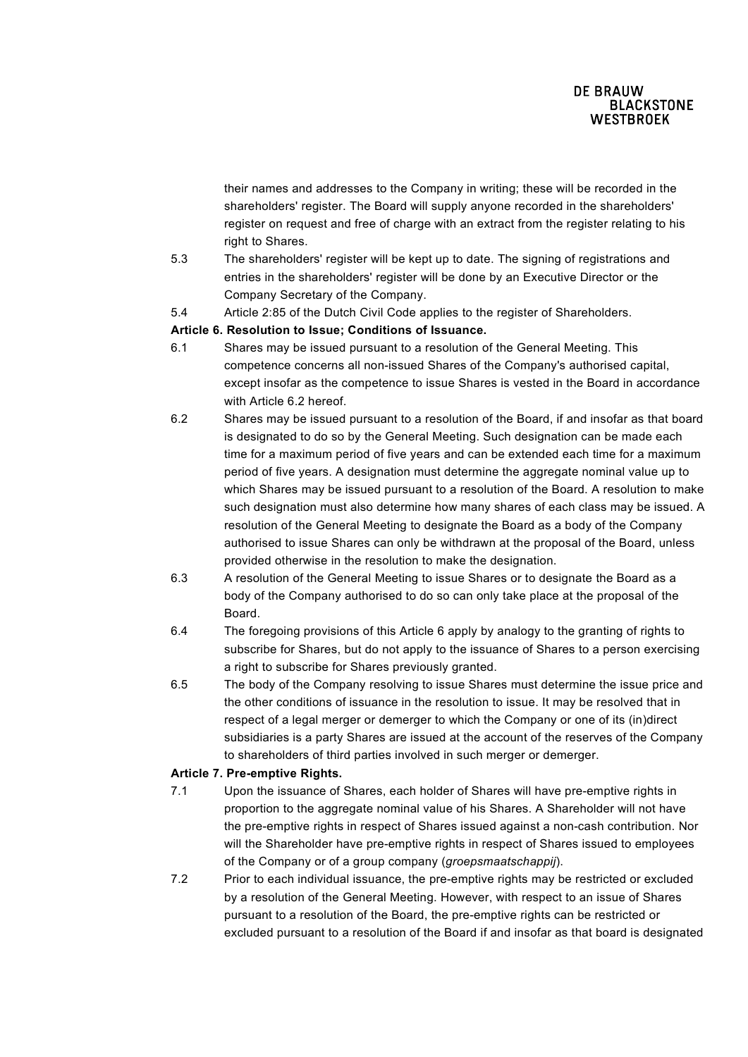their names and addresses to the Company in writing; these will be recorded in the shareholders' register. The Board will supply anyone recorded in the shareholders' register on request and free of charge with an extract from the register relating to his right to Shares.

5.3 The shareholders' register will be kept up to date. The signing of registrations and entries in the shareholders' register will be done by an Executive Director or the Company Secretary of the Company.

5.4 Article 2:85 of the Dutch Civil Code applies to the register of Shareholders.

**Article 6. Resolution to Issue; Conditions of Issuance.**

6.1 Shares may be issued pursuant to a resolution of the General Meeting. This competence concerns all non-issued Shares of the Company's authorised capital, except insofar as the competence to issue Shares is vested in the Board in accordance with Article 6.2 hereof.

6.2 Shares may be issued pursuant to a resolution of the Board, if and insofar as that board is designated to do so by the General Meeting. Such designation can be made each time for a maximum period of five years and can be extended each time for a maximum period of five years. A designation must determine the aggregate nominal value up to which Shares may be issued pursuant to a resolution of the Board. A resolution to make such designation must also determine how many shares of each class may be issued. A resolution of the General Meeting to designate the Board as a body of the Company authorised to issue Shares can only be withdrawn at the proposal of the Board, unless provided otherwise in the resolution to make the designation.

6.3 A resolution of the General Meeting to issue Shares or to designate the Board as a body of the Company authorised to do so can only take place at the proposal of the Board.

6.4 The foregoing provisions of this Article 6 apply by analogy to the granting of rights to subscribe for Shares, but do not apply to the issuance of Shares to a person exercising a right to subscribe for Shares previously granted.

6.5 The body of the Company resolving to issue Shares must determine the issue price and the other conditions of issuance in the resolution to issue. It may be resolved that in respect of a legal merger or demerger to which the Company or one of its (in)direct subsidiaries is a party Shares are issued at the account of the reserves of the Company to shareholders of third parties involved in such merger or demerger.

**Article 7. Pre-emptive Rights.**

7.1 Upon the issuance of Shares, each holder of Shares will have pre-emptive rights in proportion to the aggregate nominal value of his Shares. A Shareholder will not have the pre-emptive rights in respect of Shares issued against a non-cash contribution. Nor will the Shareholder have pre-emptive rights in respect of Shares issued to employees of the Company or of a group company (*groepsmaatschappij*).

7.2 Prior to each individual issuance, the pre-emptive rights may be restricted or excluded by a resolution of the General Meeting. However, with respect to an issue of Shares pursuant to a resolution of the Board, the pre-emptive rights can be restricted or excluded pursuant to a resolution of the Board if and insofar as that board is designated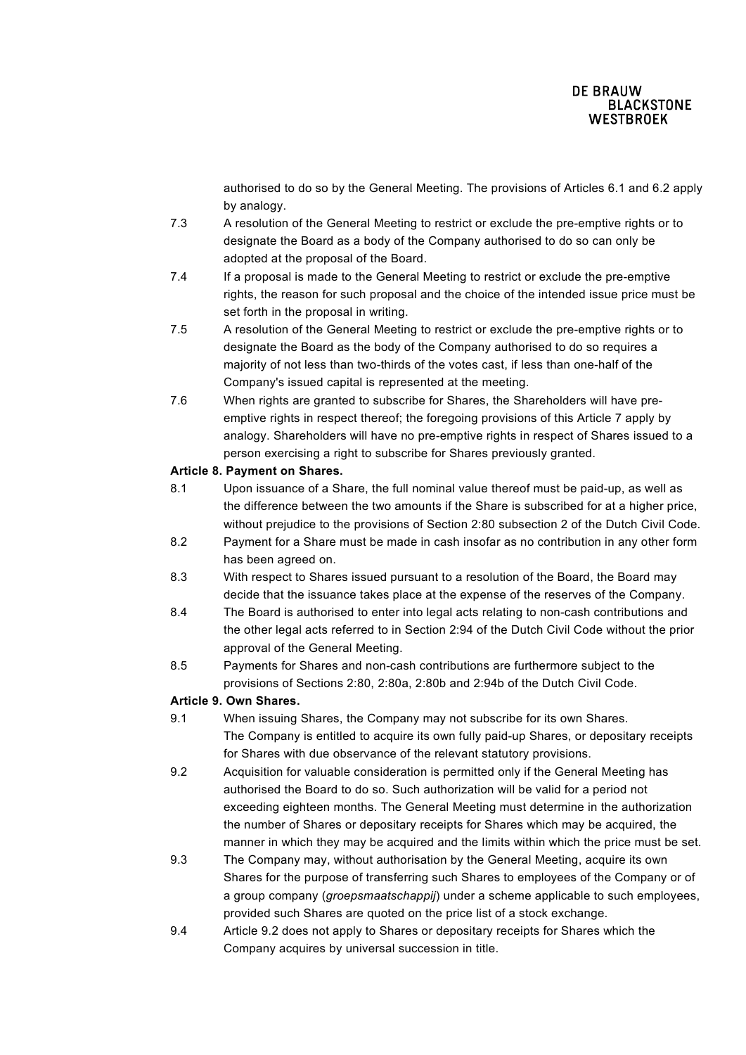authorised to do so by the General Meeting. The provisions of Articles 6.1 and 6.2 apply by analogy.

7.3 A resolution of the General Meeting to restrict or exclude the pre-emptive rights or to designate the Board as a body of the Company authorised to do so can only be adopted at the proposal of the Board.

7.4 If a proposal is made to the General Meeting to restrict or exclude the pre-emptive rights, the reason for such proposal and the choice of the intended issue price must be set forth in the proposal in writing.

7.5 A resolution of the General Meeting to restrict or exclude the pre-emptive rights or to designate the Board as the body of the Company authorised to do so requires a majority of not less than two-thirds of the votes cast, if less than one-half of the Company's issued capital is represented at the meeting.

7.6 When rights are granted to subscribe for Shares, the Shareholders will have pre-emptive rights in respect thereof; the foregoing provisions of this Article 7 apply by analogy. Shareholders will have no pre-emptive rights in respect of Shares issued to a person exercising a right to subscribe for Shares previously granted.

**Article 8. Payment on Shares.**

8.1 Upon issuance of a Share, the full nominal value thereof must be paid-up, as well as the difference between the two amounts if the Share is subscribed for at a higher price, without prejudice to the provisions of Section 2:80 subsection 2 of the Dutch Civil Code.

8.2 Payment for a Share must be made in cash insofar as no contribution in any other form has been agreed on.

8.3 With respect to Shares issued pursuant to a resolution of the Board, the Board may decide that the issuance takes place at the expense of the reserves of the Company.

8.4 The Board is authorised to enter into legal acts relating to non-cash contributions and the other legal acts referred to in Section 2:94 of the Dutch Civil Code without the prior approval of the General Meeting.

8.5 Payments for Shares and non-cash contributions are furthermore subject to the provisions of Sections 2:80, 2:80a, 2:80b and 2:94b of the Dutch Civil Code.

**Article 9. Own Shares.**

9.1 When issuing Shares, the Company may not subscribe for its own Shares.
The Company is entitled to acquire its own fully paid-up Shares, or depositary receipts for Shares with due observance of the relevant statutory provisions.

9.2 Acquisition for valuable consideration is permitted only if the General Meeting has authorised the Board to do so. Such authorization will be valid for a period not exceeding eighteen months. The General Meeting must determine in the authorization the number of Shares or depositary receipts for Shares which may be acquired, the manner in which they may be acquired and the limits within which the price must be set.

9.3 The Company may, without authorisation by the General Meeting, acquire its own Shares for the purpose of transferring such Shares to employees of the Company or of a group company (*groepsmaatschappij*) under a scheme applicable to such employees, provided such Shares are quoted on the price list of a stock exchange.

9.4 Article 9.2 does not apply to Shares or depositary receipts for Shares which the Company acquires by universal succession in title.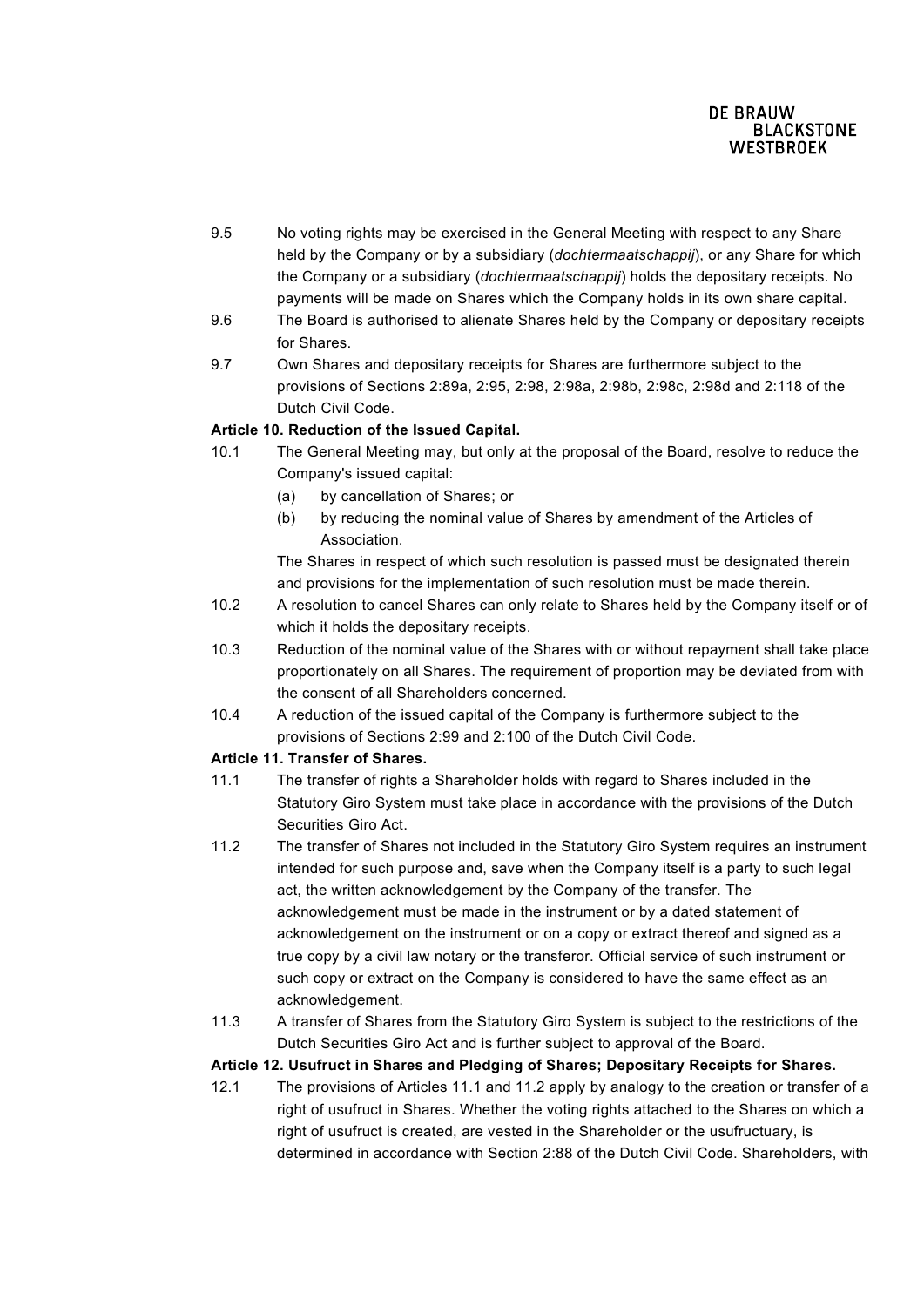9.5 No voting rights may be exercised in the General Meeting with respect to any Share held by the Company or by a subsidiary (*dochtermaatschappij*), or any Share for which the Company or a subsidiary (*dochtermaatschappij*) holds the depositary receipts. No payments will be made on Shares which the Company holds in its own share capital.

9.6 The Board is authorised to alienate Shares held by the Company or depositary receipts for Shares.

9.7 Own Shares and depositary receipts for Shares are furthermore subject to the provisions of Sections 2:89a, 2:95, 2:98, 2:98a, 2:98b, 2:98c, 2:98d and 2:118 of the Dutch Civil Code.

**Article 10. Reduction of the Issued Capital.**

10.1 The General Meeting may, but only at the proposal of the Board, resolve to reduce the Company's issued capital:

(a) by cancellation of Shares; or

(b) by reducing the nominal value of Shares by amendment of the Articles of Association.

The Shares in respect of which such resolution is passed must be designated therein and provisions for the implementation of such resolution must be made therein.

10.2 A resolution to cancel Shares can only relate to Shares held by the Company itself or of which it holds the depositary receipts.

10.3 Reduction of the nominal value of the Shares with or without repayment shall take place proportionately on all Shares. The requirement of proportion may be deviated from with the consent of all Shareholders concerned.

10.4 A reduction of the issued capital of the Company is furthermore subject to the provisions of Sections 2:99 and 2:100 of the Dutch Civil Code.

**Article 11. Transfer of Shares.**

11.1 The transfer of rights a Shareholder holds with regard to Shares included in the Statutory Giro System must take place in accordance with the provisions of the Dutch Securities Giro Act.

11.2 The transfer of Shares not included in the Statutory Giro System requires an instrument intended for such purpose and, save when the Company itself is a party to such legal act, the written acknowledgement by the Company of the transfer. The acknowledgement must be made in the instrument or by a dated statement of acknowledgement on the instrument or on a copy or extract thereof and signed as a true copy by a civil law notary or the transferor. Official service of such instrument or such copy or extract on the Company is considered to have the same effect as an acknowledgement.

11.3 A transfer of Shares from the Statutory Giro System is subject to the restrictions of the Dutch Securities Giro Act and is further subject to approval of the Board.

**Article 12. Usufruct in Shares and Pledging of Shares; Depositary Receipts for Shares.**

12.1 The provisions of Articles 11.1 and 11.2 apply by analogy to the creation or transfer of a right of usufruct in Shares. Whether the voting rights attached to the Shares on which a right of usufruct is created, are vested in the Shareholder or the usufructuary, is determined in accordance with Section 2:88 of the Dutch Civil Code. Shareholders, with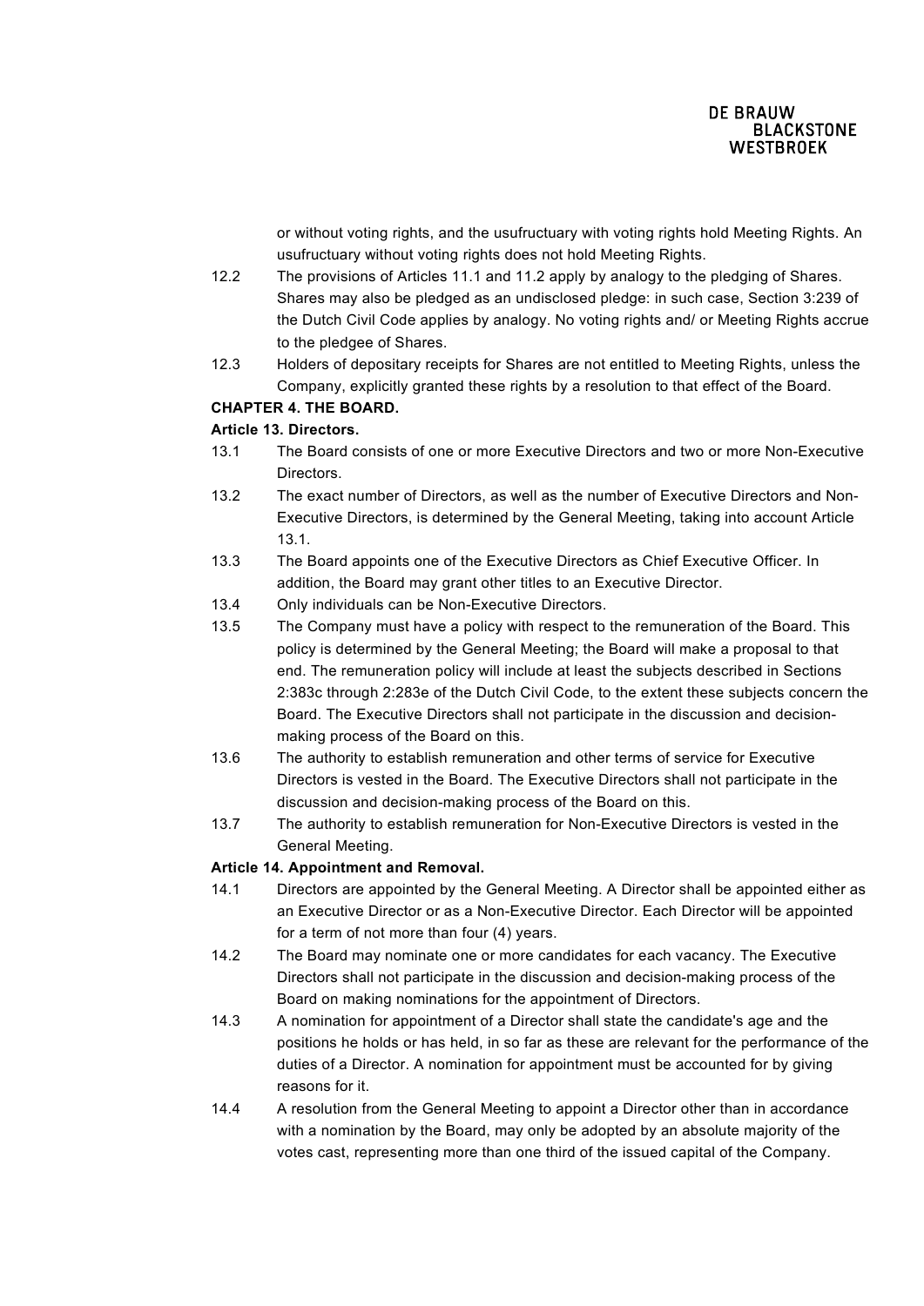or without voting rights, and the usufructuary with voting rights hold Meeting Rights. An usufructuary without voting rights does not hold Meeting Rights.

12.2 The provisions of Articles 11.1 and 11.2 apply by analogy to the pledging of Shares. Shares may also be pledged as an undisclosed pledge: in such case, Section 3:239 of the Dutch Civil Code applies by analogy. No voting rights and/ or Meeting Rights accrue to the pledgee of Shares.

12.3 Holders of depositary receipts for Shares are not entitled to Meeting Rights, unless the Company, explicitly granted these rights by a resolution to that effect of the Board.

## CHAPTER 4. THE BOARD.

### Article 13. Directors.

13.1 The Board consists of one or more Executive Directors and two or more Non-Executive Directors.

13.2 The exact number of Directors, as well as the number of Executive Directors and Non-Executive Directors, is determined by the General Meeting, taking into account Article 13.1.

13.3 The Board appoints one of the Executive Directors as Chief Executive Officer. In addition, the Board may grant other titles to an Executive Director.

13.4 Only individuals can be Non-Executive Directors.

13.5 The Company must have a policy with respect to the remuneration of the Board. This policy is determined by the General Meeting; the Board will make a proposal to that end. The remuneration policy will include at least the subjects described in Sections 2:383c through 2:283e of the Dutch Civil Code, to the extent these subjects concern the Board. The Executive Directors shall not participate in the discussion and decision-making process of the Board on this.

13.6 The authority to establish remuneration and other terms of service for Executive Directors is vested in the Board. The Executive Directors shall not participate in the discussion and decision-making process of the Board on this.

13.7 The authority to establish remuneration for Non-Executive Directors is vested in the General Meeting.

### Article 14. Appointment and Removal.

14.1 Directors are appointed by the General Meeting. A Director shall be appointed either as an Executive Director or as a Non-Executive Director. Each Director will be appointed for a term of not more than four (4) years.

14.2 The Board may nominate one or more candidates for each vacancy. The Executive Directors shall not participate in the discussion and decision-making process of the Board on making nominations for the appointment of Directors.

14.3 A nomination for appointment of a Director shall state the candidate's age and the positions he holds or has held, in so far as these are relevant for the performance of the duties of a Director. A nomination for appointment must be accounted for by giving reasons for it.

14.4 A resolution from the General Meeting to appoint a Director other than in accordance with a nomination by the Board, may only be adopted by an absolute majority of the votes cast, representing more than one third of the issued capital of the Company.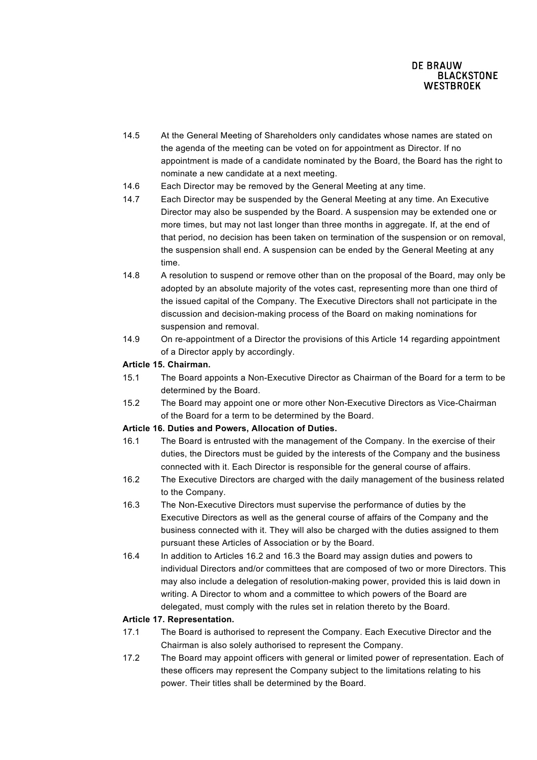14.5 At the General Meeting of Shareholders only candidates whose names are stated on the agenda of the meeting can be voted on for appointment as Director. If no appointment is made of a candidate nominated by the Board, the Board has the right to nominate a new candidate at a next meeting.

14.6 Each Director may be removed by the General Meeting at any time.

14.7 Each Director may be suspended by the General Meeting at any time. An Executive Director may also be suspended by the Board. A suspension may be extended one or more times, but may not last longer than three months in aggregate. If, at the end of that period, no decision has been taken on termination of the suspension or on removal, the suspension shall end. A suspension can be ended by the General Meeting at any time.

14.8 A resolution to suspend or remove other than on the proposal of the Board, may only be adopted by an absolute majority of the votes cast, representing more than one third of the issued capital of the Company. The Executive Directors shall not participate in the discussion and decision-making process of the Board on making nominations for suspension and removal.

14.9 On re-appointment of a Director the provisions of this Article 14 regarding appointment of a Director apply by accordingly.

**Article 15. Chairman.**

15.1 The Board appoints a Non-Executive Director as Chairman of the Board for a term to be determined by the Board.

15.2 The Board may appoint one or more other Non-Executive Directors as Vice-Chairman of the Board for a term to be determined by the Board.

**Article 16. Duties and Powers, Allocation of Duties.**

16.1 The Board is entrusted with the management of the Company. In the exercise of their duties, the Directors must be guided by the interests of the Company and the business connected with it. Each Director is responsible for the general course of affairs.

16.2 The Executive Directors are charged with the daily management of the business related to the Company.

16.3 The Non-Executive Directors must supervise the performance of duties by the Executive Directors as well as the general course of affairs of the Company and the business connected with it. They will also be charged with the duties assigned to them pursuant these Articles of Association or by the Board.

16.4 In addition to Articles 16.2 and 16.3 the Board may assign duties and powers to individual Directors and/or committees that are composed of two or more Directors. This may also include a delegation of resolution-making power, provided this is laid down in writing. A Director to whom and a committee to which powers of the Board are delegated, must comply with the rules set in relation thereto by the Board.

**Article 17. Representation.**

17.1 The Board is authorised to represent the Company. Each Executive Director and the Chairman is also solely authorised to represent the Company.

17.2 The Board may appoint officers with general or limited power of representation. Each of these officers may represent the Company subject to the limitations relating to his power. Their titles shall be determined by the Board.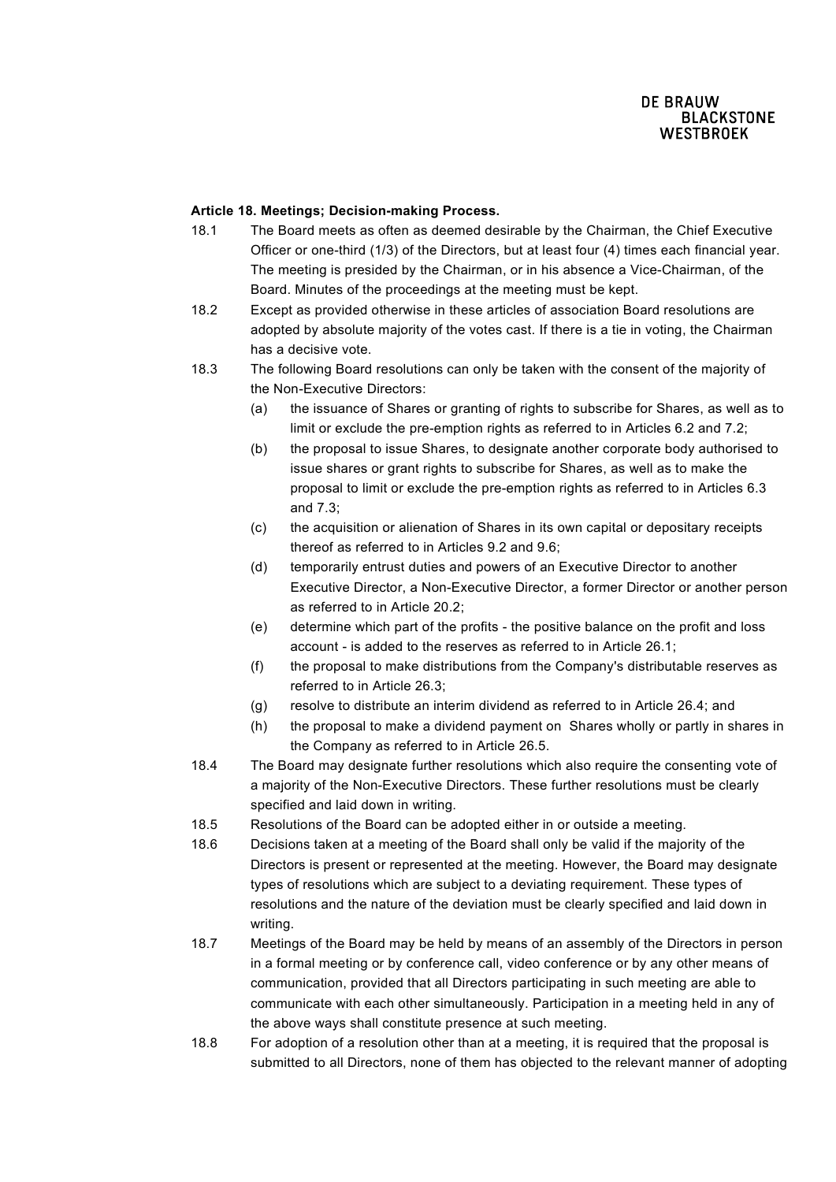**Article 18. Meetings; Decision-making Process.**

18.1 The Board meets as often as deemed desirable by the Chairman, the Chief Executive Officer or one-third (1/3) of the Directors, but at least four (4) times each financial year. The meeting is presided by the Chairman, or in his absence a Vice-Chairman, of the Board. Minutes of the proceedings at the meeting must be kept.

18.2 Except as provided otherwise in these articles of association Board resolutions are adopted by absolute majority of the votes cast. If there is a tie in voting, the Chairman has a decisive vote.

18.3 The following Board resolutions can only be taken with the consent of the majority of the Non-Executive Directors:

(a) the issuance of Shares or granting of rights to subscribe for Shares, as well as to limit or exclude the pre-emption rights as referred to in Articles 6.2 and 7.2;

(b) the proposal to issue Shares, to designate another corporate body authorised to issue shares or grant rights to subscribe for Shares, as well as to make the proposal to limit or exclude the pre-emption rights as referred to in Articles 6.3 and 7.3;

(c) the acquisition or alienation of Shares in its own capital or depositary receipts thereof as referred to in Articles 9.2 and 9.6;

(d) temporarily entrust duties and powers of an Executive Director to another Executive Director, a Non-Executive Director, a former Director or another person as referred to in Article 20.2;

(e) determine which part of the profits - the positive balance on the profit and loss account - is added to the reserves as referred to in Article 26.1;

(f) the proposal to make distributions from the Company's distributable reserves as referred to in Article 26.3;

(g) resolve to distribute an interim dividend as referred to in Article 26.4; and

(h) the proposal to make a dividend payment on Shares wholly or partly in shares in the Company as referred to in Article 26.5.

18.4 The Board may designate further resolutions which also require the consenting vote of a majority of the Non-Executive Directors. These further resolutions must be clearly specified and laid down in writing.

18.5 Resolutions of the Board can be adopted either in or outside a meeting.

18.6 Decisions taken at a meeting of the Board shall only be valid if the majority of the Directors is present or represented at the meeting. However, the Board may designate types of resolutions which are subject to a deviating requirement. These types of resolutions and the nature of the deviation must be clearly specified and laid down in writing.

18.7 Meetings of the Board may be held by means of an assembly of the Directors in person in a formal meeting or by conference call, video conference or by any other means of communication, provided that all Directors participating in such meeting are able to communicate with each other simultaneously. Participation in a meeting held in any of the above ways shall constitute presence at such meeting.

18.8 For adoption of a resolution other than at a meeting, it is required that the proposal is submitted to all Directors, none of them has objected to the relevant manner of adopting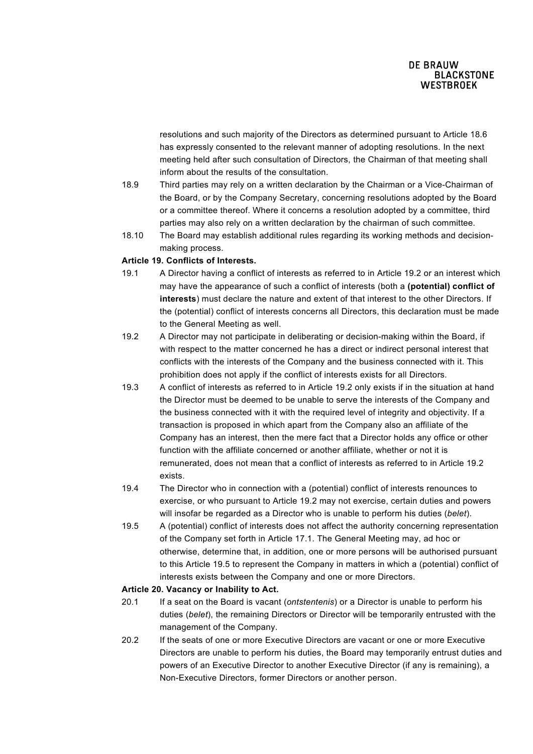resolutions and such majority of the Directors as determined pursuant to Article 18.6 has expressly consented to the relevant manner of adopting resolutions. In the next meeting held after such consultation of Directors, the Chairman of that meeting shall inform about the results of the consultation.

18.9 Third parties may rely on a written declaration by the Chairman or a Vice-Chairman of the Board, or by the Company Secretary, concerning resolutions adopted by the Board or a committee thereof. Where it concerns a resolution adopted by a committee, third parties may also rely on a written declaration by the chairman of such committee.

18.10 The Board may establish additional rules regarding its working methods and decision-making process.

**Article 19. Conflicts of Interests.**

19.1 A Director having a conflict of interests as referred to in Article 19.2 or an interest which may have the appearance of such a conflict of interests (both a **(potential) conflict of interests**) must declare the nature and extent of that interest to the other Directors. If the (potential) conflict of interests concerns all Directors, this declaration must be made to the General Meeting as well.

19.2 A Director may not participate in deliberating or decision-making within the Board, if with respect to the matter concerned he has a direct or indirect personal interest that conflicts with the interests of the Company and the business connected with it. This prohibition does not apply if the conflict of interests exists for all Directors.

19.3 A conflict of interests as referred to in Article 19.2 only exists if in the situation at hand the Director must be deemed to be unable to serve the interests of the Company and the business connected with it with the required level of integrity and objectivity. If a transaction is proposed in which apart from the Company also an affiliate of the Company has an interest, then the mere fact that a Director holds any office or other function with the affiliate concerned or another affiliate, whether or not it is remunerated, does not mean that a conflict of interests as referred to in Article 19.2 exists.

19.4 The Director who in connection with a (potential) conflict of interests renounces to exercise, or who pursuant to Article 19.2 may not exercise, certain duties and powers will insofar be regarded as a Director who is unable to perform his duties (*belet*).

19.5 A (potential) conflict of interests does not affect the authority concerning representation of the Company set forth in Article 17.1. The General Meeting may, ad hoc or otherwise, determine that, in addition, one or more persons will be authorised pursuant to this Article 19.5 to represent the Company in matters in which a (potential) conflict of interests exists between the Company and one or more Directors.

**Article 20. Vacancy or Inability to Act.**

20.1 If a seat on the Board is vacant (*ontstentenis*) or a Director is unable to perform his duties (*belet*), the remaining Directors or Director will be temporarily entrusted with the management of the Company.

20.2 If the seats of one or more Executive Directors are vacant or one or more Executive Directors are unable to perform his duties, the Board may temporarily entrust duties and powers of an Executive Director to another Executive Director (if any is remaining), a Non-Executive Directors, former Directors or another person.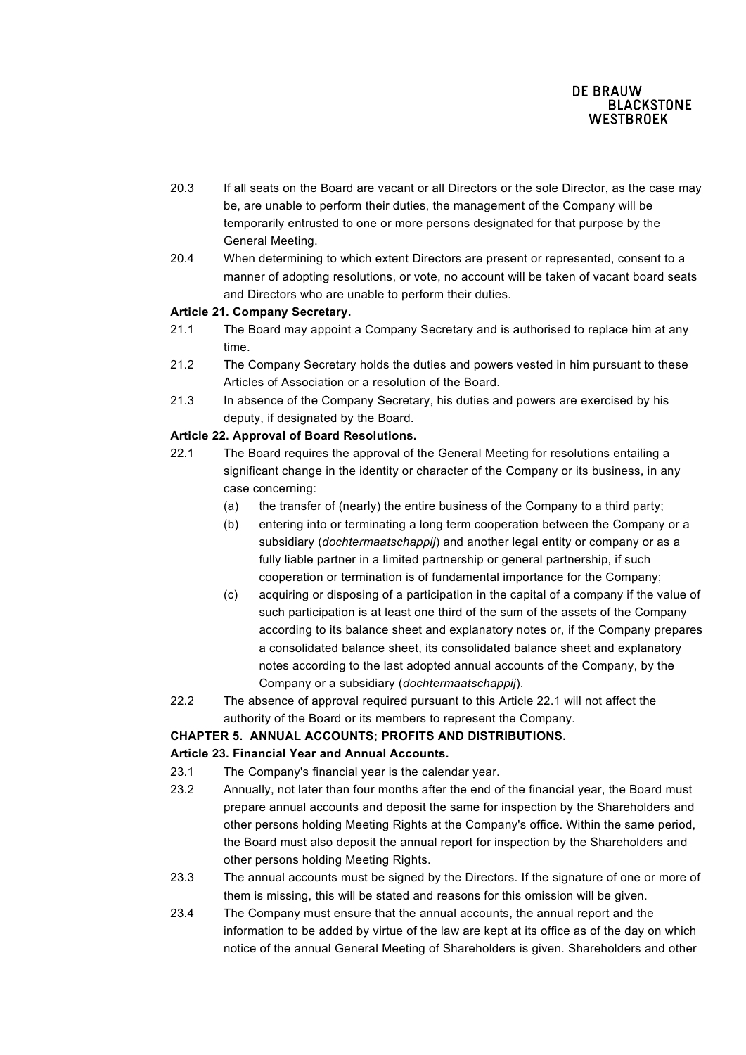20.3 If all seats on the Board are vacant or all Directors or the sole Director, as the case may be, are unable to perform their duties, the management of the Company will be temporarily entrusted to one or more persons designated for that purpose by the General Meeting.

20.4 When determining to which extent Directors are present or represented, consent to a manner of adopting resolutions, or vote, no account will be taken of vacant board seats and Directors who are unable to perform their duties.

**Article 21. Company Secretary.**

21.1 The Board may appoint a Company Secretary and is authorised to replace him at any time.

21.2 The Company Secretary holds the duties and powers vested in him pursuant to these Articles of Association or a resolution of the Board.

21.3 In absence of the Company Secretary, his duties and powers are exercised by his deputy, if designated by the Board.

**Article 22. Approval of Board Resolutions.**

22.1 The Board requires the approval of the General Meeting for resolutions entailing a significant change in the identity or character of the Company or its business, in any case concerning:

(a) the transfer of (nearly) the entire business of the Company to a third party;

(b) entering into or terminating a long term cooperation between the Company or a subsidiary (*dochtermaatschappij*) and another legal entity or company or as a fully liable partner in a limited partnership or general partnership, if such cooperation or termination is of fundamental importance for the Company;

(c) acquiring or disposing of a participation in the capital of a company if the value of such participation is at least one third of the sum of the assets of the Company according to its balance sheet and explanatory notes or, if the Company prepares a consolidated balance sheet, its consolidated balance sheet and explanatory notes according to the last adopted annual accounts of the Company, by the Company or a subsidiary (*dochtermaatschappij*).

22.2 The absence of approval required pursuant to this Article 22.1 will not affect the authority of the Board or its members to represent the Company.

**CHAPTER 5. ANNUAL ACCOUNTS; PROFITS AND DISTRIBUTIONS.**

**Article 23. Financial Year and Annual Accounts.**

23.1 The Company's financial year is the calendar year.

23.2 Annually, not later than four months after the end of the financial year, the Board must prepare annual accounts and deposit the same for inspection by the Shareholders and other persons holding Meeting Rights at the Company's office. Within the same period, the Board must also deposit the annual report for inspection by the Shareholders and other persons holding Meeting Rights.

23.3 The annual accounts must be signed by the Directors. If the signature of one or more of them is missing, this will be stated and reasons for this omission will be given.

23.4 The Company must ensure that the annual accounts, the annual report and the information to be added by virtue of the law are kept at its office as of the day on which notice of the annual General Meeting of Shareholders is given. Shareholders and other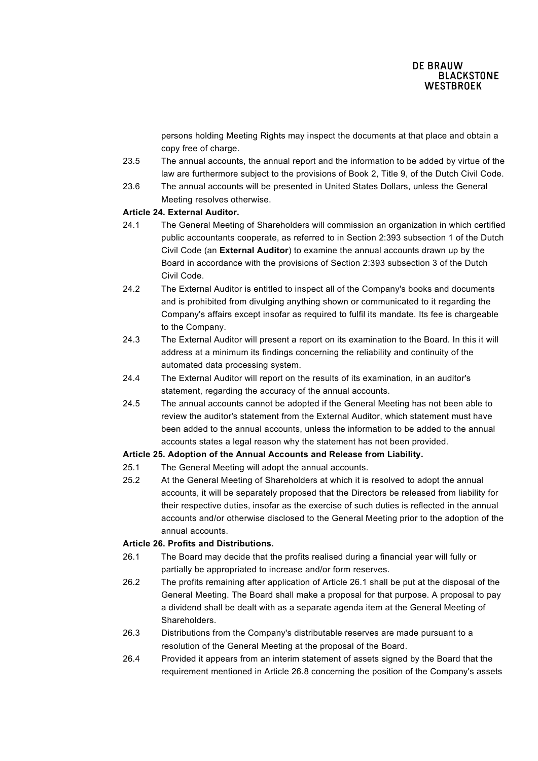persons holding Meeting Rights may inspect the documents at that place and obtain a copy free of charge.

23.5 The annual accounts, the annual report and the information to be added by virtue of the law are furthermore subject to the provisions of Book 2, Title 9, of the Dutch Civil Code.

23.6 The annual accounts will be presented in United States Dollars, unless the General Meeting resolves otherwise.

**Article 24. External Auditor.**

24.1 The General Meeting of Shareholders will commission an organization in which certified public accountants cooperate, as referred to in Section 2:393 subsection 1 of the Dutch Civil Code (an **External Auditor**) to examine the annual accounts drawn up by the Board in accordance with the provisions of Section 2:393 subsection 3 of the Dutch Civil Code.

24.2 The External Auditor is entitled to inspect all of the Company's books and documents and is prohibited from divulging anything shown or communicated to it regarding the Company's affairs except insofar as required to fulfil its mandate. Its fee is chargeable to the Company.

24.3 The External Auditor will present a report on its examination to the Board. In this it will address at a minimum its findings concerning the reliability and continuity of the automated data processing system.

24.4 The External Auditor will report on the results of its examination, in an auditor's statement, regarding the accuracy of the annual accounts.

24.5 The annual accounts cannot be adopted if the General Meeting has not been able to review the auditor's statement from the External Auditor, which statement must have been added to the annual accounts, unless the information to be added to the annual accounts states a legal reason why the statement has not been provided.

**Article 25. Adoption of the Annual Accounts and Release from Liability.**

25.1 The General Meeting will adopt the annual accounts.

25.2 At the General Meeting of Shareholders at which it is resolved to adopt the annual accounts, it will be separately proposed that the Directors be released from liability for their respective duties, insofar as the exercise of such duties is reflected in the annual accounts and/or otherwise disclosed to the General Meeting prior to the adoption of the annual accounts.

**Article 26. Profits and Distributions.**

26.1 The Board may decide that the profits realised during a financial year will fully or partially be appropriated to increase and/or form reserves.

26.2 The profits remaining after application of Article 26.1 shall be put at the disposal of the General Meeting. The Board shall make a proposal for that purpose. A proposal to pay a dividend shall be dealt with as a separate agenda item at the General Meeting of Shareholders.

26.3 Distributions from the Company's distributable reserves are made pursuant to a resolution of the General Meeting at the proposal of the Board.

26.4 Provided it appears from an interim statement of assets signed by the Board that the requirement mentioned in Article 26.8 concerning the position of the Company's assets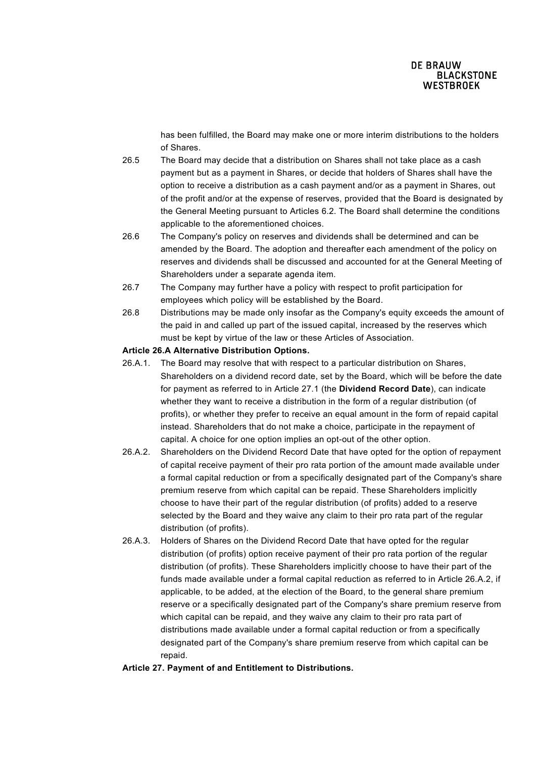has been fulfilled, the Board may make one or more interim distributions to the holders of Shares.

26.5 The Board may decide that a distribution on Shares shall not take place as a cash payment but as a payment in Shares, or decide that holders of Shares shall have the option to receive a distribution as a cash payment and/or as a payment in Shares, out of the profit and/or at the expense of reserves, provided that the Board is designated by the General Meeting pursuant to Articles 6.2. The Board shall determine the conditions applicable to the aforementioned choices.

26.6 The Company's policy on reserves and dividends shall be determined and can be amended by the Board. The adoption and thereafter each amendment of the policy on reserves and dividends shall be discussed and accounted for at the General Meeting of Shareholders under a separate agenda item.

26.7 The Company may further have a policy with respect to profit participation for employees which policy will be established by the Board.

26.8 Distributions may be made only insofar as the Company's equity exceeds the amount of the paid in and called up part of the issued capital, increased by the reserves which must be kept by virtue of the law or these Articles of Association.

**Article 26.A Alternative Distribution Options.**

26.A.1. The Board may resolve that with respect to a particular distribution on Shares, Shareholders on a dividend record date, set by the Board, which will be before the date for payment as referred to in Article 27.1 (the **Dividend Record Date**), can indicate whether they want to receive a distribution in the form of a regular distribution (of profits), or whether they prefer to receive an equal amount in the form of repaid capital instead. Shareholders that do not make a choice, participate in the repayment of capital. A choice for one option implies an opt-out of the other option.

26.A.2. Shareholders on the Dividend Record Date that have opted for the option of repayment of capital receive payment of their pro rata portion of the amount made available under a formal capital reduction or from a specifically designated part of the Company's share premium reserve from which capital can be repaid. These Shareholders implicitly choose to have their part of the regular distribution (of profits) added to a reserve selected by the Board and they waive any claim to their pro rata part of the regular distribution (of profits).

26.A.3. Holders of Shares on the Dividend Record Date that have opted for the regular distribution (of profits) option receive payment of their pro rata portion of the regular distribution (of profits). These Shareholders implicitly choose to have their part of the funds made available under a formal capital reduction as referred to in Article 26.A.2, if applicable, to be added, at the election of the Board, to the general share premium reserve or a specifically designated part of the Company's share premium reserve from which capital can be repaid, and they waive any claim to their pro rata part of distributions made available under a formal capital reduction or from a specifically designated part of the Company's share premium reserve from which capital can be repaid.

**Article 27. Payment of and Entitlement to Distributions.**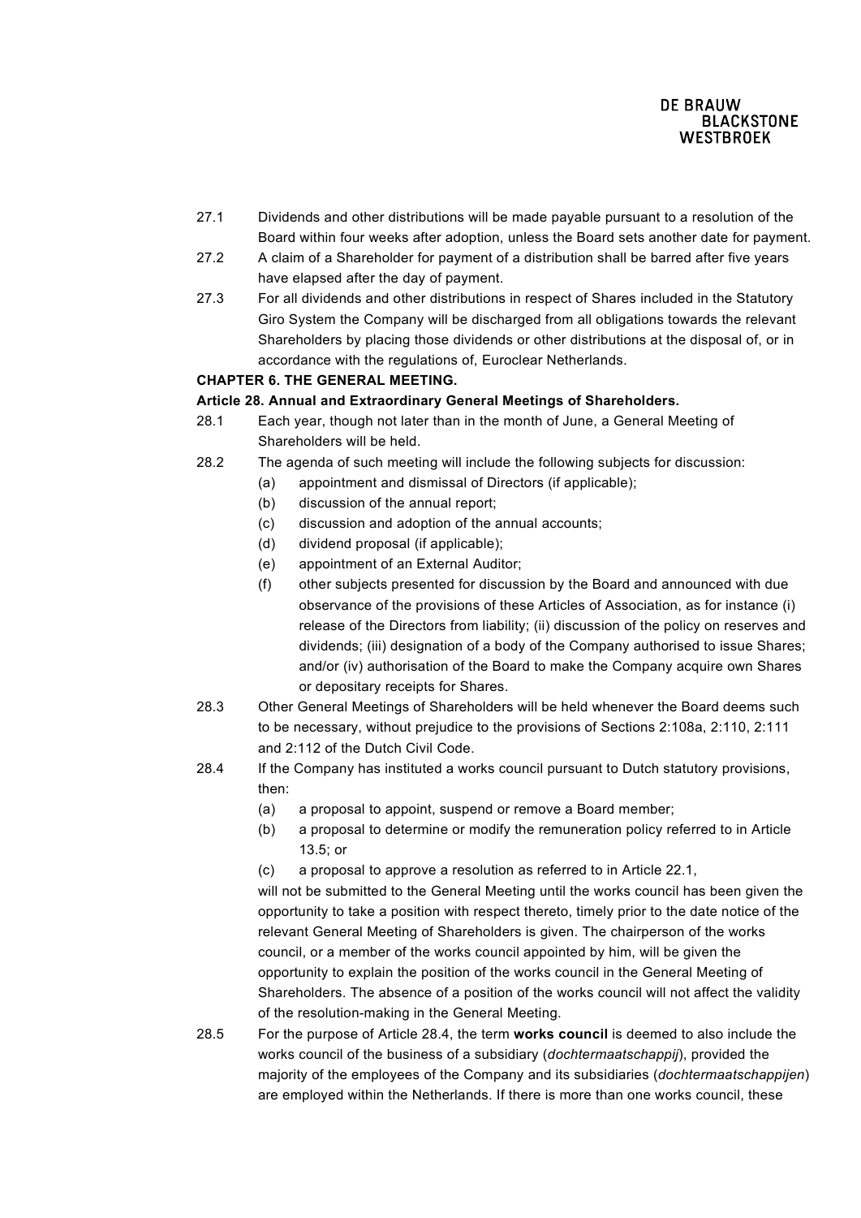27.1 Dividends and other distributions will be made payable pursuant to a resolution of the Board within four weeks after adoption, unless the Board sets another date for payment.

27.2 A claim of a Shareholder for payment of a distribution shall be barred after five years have elapsed after the day of payment.

27.3 For all dividends and other distributions in respect of Shares included in the Statutory Giro System the Company will be discharged from all obligations towards the relevant Shareholders by placing those dividends or other distributions at the disposal of, or in accordance with the regulations of, Euroclear Netherlands.

**CHAPTER 6. THE GENERAL MEETING.**

**Article 28. Annual and Extraordinary General Meetings of Shareholders.**

28.1 Each year, though not later than in the month of June, a General Meeting of Shareholders will be held.

28.2 The agenda of such meeting will include the following subjects for discussion:

- (a) appointment and dismissal of Directors (if applicable);
- (b) discussion of the annual report;
- (c) discussion and adoption of the annual accounts;
- (d) dividend proposal (if applicable);
- (e) appointment of an External Auditor;
- (f) other subjects presented for discussion by the Board and announced with due observance of the provisions of these Articles of Association, as for instance (i) release of the Directors from liability; (ii) discussion of the policy on reserves and dividends; (iii) designation of a body of the Company authorised to issue Shares; and/or (iv) authorisation of the Board to make the Company acquire own Shares or depositary receipts for Shares.

28.3 Other General Meetings of Shareholders will be held whenever the Board deems such to be necessary, without prejudice to the provisions of Sections 2:108a, 2:110, 2:111 and 2:112 of the Dutch Civil Code.

28.4 If the Company has instituted a works council pursuant to Dutch statutory provisions, then:

- (a) a proposal to appoint, suspend or remove a Board member;
- (b) a proposal to determine or modify the remuneration policy referred to in Article 13.5; or
- (c) a proposal to approve a resolution as referred to in Article 22.1,

will not be submitted to the General Meeting until the works council has been given the opportunity to take a position with respect thereto, timely prior to the date notice of the relevant General Meeting of Shareholders is given. The chairperson of the works council, or a member of the works council appointed by him, will be given the opportunity to explain the position of the works council in the General Meeting of Shareholders. The absence of a position of the works council will not affect the validity of the resolution-making in the General Meeting.

28.5 For the purpose of Article 28.4, the term **works council** is deemed to also include the works council of the business of a subsidiary (*dochtermaatschappij*), provided the majority of the employees of the Company and its subsidiaries (*dochtermaatschappijen*) are employed within the Netherlands. If there is more than one works council, these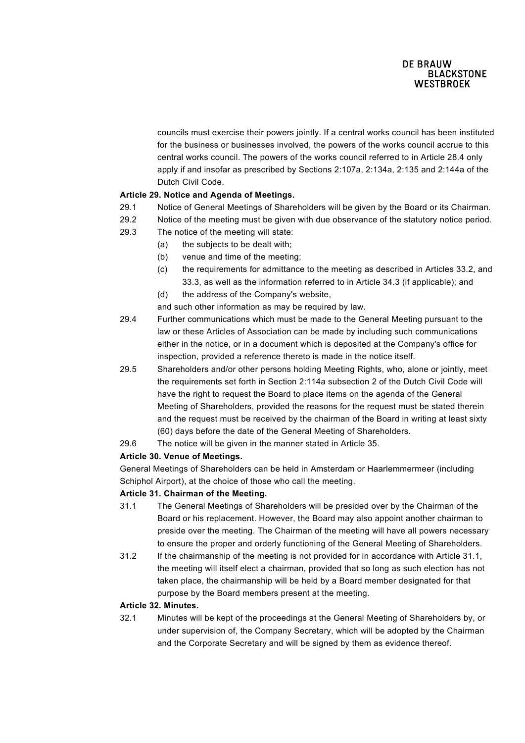councils must exercise their powers jointly. If a central works council has been instituted for the business or businesses involved, the powers of the works council accrue to this central works council. The powers of the works council referred to in Article 28.4 only apply if and insofar as prescribed by Sections 2:107a, 2:134a, 2:135 and 2:144a of the Dutch Civil Code.

**Article 29. Notice and Agenda of Meetings.**

29.1 Notice of General Meetings of Shareholders will be given by the Board or its Chairman.

29.2 Notice of the meeting must be given with due observance of the statutory notice period.

29.3 The notice of the meeting will state:

(a) the subjects to be dealt with;

(b) venue and time of the meeting;

(c) the requirements for admittance to the meeting as described in Articles 33.2, and 33.3, as well as the information referred to in Article 34.3 (if applicable); and

(d) the address of the Company's website,

and such other information as may be required by law.

29.4 Further communications which must be made to the General Meeting pursuant to the law or these Articles of Association can be made by including such communications either in the notice, or in a document which is deposited at the Company's office for inspection, provided a reference thereto is made in the notice itself.

29.5 Shareholders and/or other persons holding Meeting Rights, who, alone or jointly, meet the requirements set forth in Section 2:114a subsection 2 of the Dutch Civil Code will have the right to request the Board to place items on the agenda of the General Meeting of Shareholders, provided the reasons for the request must be stated therein and the request must be received by the chairman of the Board in writing at least sixty (60) days before the date of the General Meeting of Shareholders.

29.6 The notice will be given in the manner stated in Article 35.

**Article 30. Venue of Meetings.**

General Meetings of Shareholders can be held in Amsterdam or Haarlemmermeer (including Schiphol Airport), at the choice of those who call the meeting.

**Article 31. Chairman of the Meeting.**

31.1 The General Meetings of Shareholders will be presided over by the Chairman of the Board or his replacement. However, the Board may also appoint another chairman to preside over the meeting. The Chairman of the meeting will have all powers necessary to ensure the proper and orderly functioning of the General Meeting of Shareholders.

31.2 If the chairmanship of the meeting is not provided for in accordance with Article 31.1, the meeting will itself elect a chairman, provided that so long as such election has not taken place, the chairmanship will be held by a Board member designated for that purpose by the Board members present at the meeting.

**Article 32. Minutes.**

32.1 Minutes will be kept of the proceedings at the General Meeting of Shareholders by, or under supervision of, the Company Secretary, which will be adopted by the Chairman and the Corporate Secretary and will be signed by them as evidence thereof.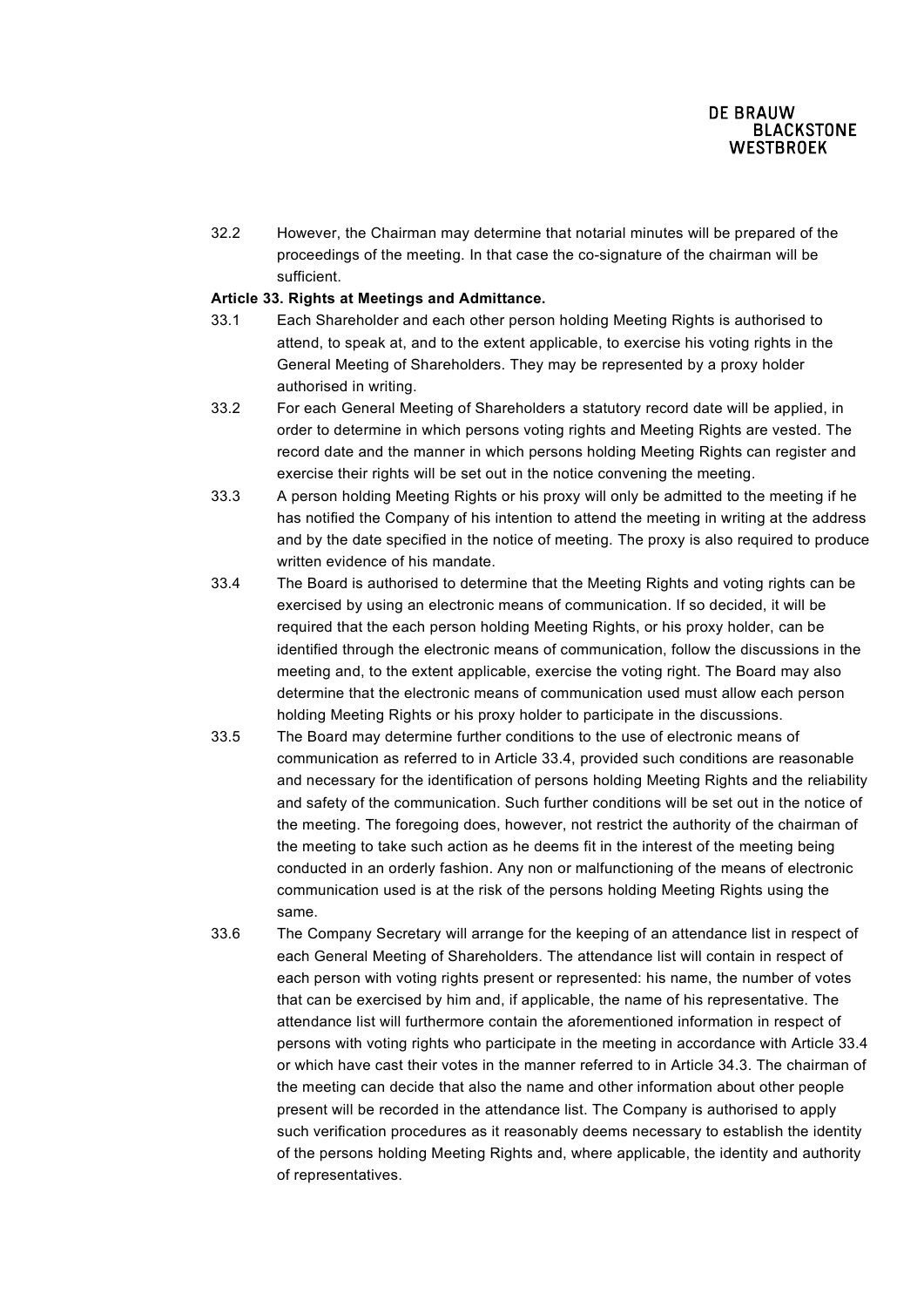32.2 However, the Chairman may determine that notarial minutes will be prepared of the proceedings of the meeting. In that case the co-signature of the chairman will be sufficient.

**Article 33. Rights at Meetings and Admittance.**

33.1 Each Shareholder and each other person holding Meeting Rights is authorised to attend, to speak at, and to the extent applicable, to exercise his voting rights in the General Meeting of Shareholders. They may be represented by a proxy holder authorised in writing.

33.2 For each General Meeting of Shareholders a statutory record date will be applied, in order to determine in which persons voting rights and Meeting Rights are vested. The record date and the manner in which persons holding Meeting Rights can register and exercise their rights will be set out in the notice convening the meeting.

33.3 A person holding Meeting Rights or his proxy will only be admitted to the meeting if he has notified the Company of his intention to attend the meeting in writing at the address and by the date specified in the notice of meeting. The proxy is also required to produce written evidence of his mandate.

33.4 The Board is authorised to determine that the Meeting Rights and voting rights can be exercised by using an electronic means of communication. If so decided, it will be required that the each person holding Meeting Rights, or his proxy holder, can be identified through the electronic means of communication, follow the discussions in the meeting and, to the extent applicable, exercise the voting right. The Board may also determine that the electronic means of communication used must allow each person holding Meeting Rights or his proxy holder to participate in the discussions.

33.5 The Board may determine further conditions to the use of electronic means of communication as referred to in Article 33.4, provided such conditions are reasonable and necessary for the identification of persons holding Meeting Rights and the reliability and safety of the communication. Such further conditions will be set out in the notice of the meeting. The foregoing does, however, not restrict the authority of the chairman of the meeting to take such action as he deems fit in the interest of the meeting being conducted in an orderly fashion. Any non or malfunctioning of the means of electronic communication used is at the risk of the persons holding Meeting Rights using the same.

33.6 The Company Secretary will arrange for the keeping of an attendance list in respect of each General Meeting of Shareholders. The attendance list will contain in respect of each person with voting rights present or represented: his name, the number of votes that can be exercised by him and, if applicable, the name of his representative. The attendance list will furthermore contain the aforementioned information in respect of persons with voting rights who participate in the meeting in accordance with Article 33.4 or which have cast their votes in the manner referred to in Article 34.3. The chairman of the meeting can decide that also the name and other information about other people present will be recorded in the attendance list. The Company is authorised to apply such verification procedures as it reasonably deems necessary to establish the identity of the persons holding Meeting Rights and, where applicable, the identity and authority of representatives.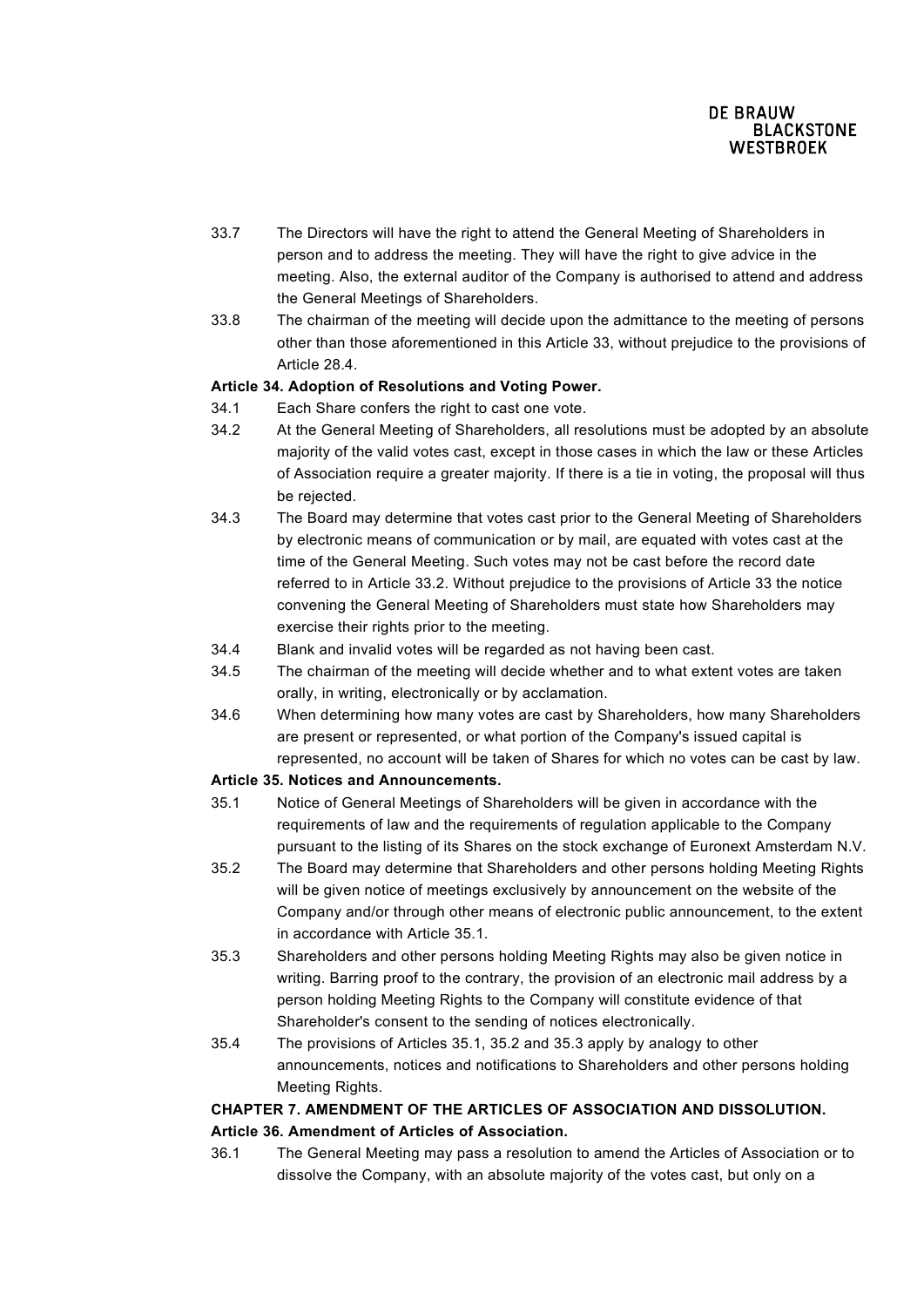33.7 The Directors will have the right to attend the General Meeting of Shareholders in person and to address the meeting. They will have the right to give advice in the meeting. Also, the external auditor of the Company is authorised to attend and address the General Meetings of Shareholders.

33.8 The chairman of the meeting will decide upon the admittance to the meeting of persons other than those aforementioned in this Article 33, without prejudice to the provisions of Article 28.4.

**Article 34. Adoption of Resolutions and Voting Power.**

34.1 Each Share confers the right to cast one vote.

34.2 At the General Meeting of Shareholders, all resolutions must be adopted by an absolute majority of the valid votes cast, except in those cases in which the law or these Articles of Association require a greater majority. If there is a tie in voting, the proposal will thus be rejected.

34.3 The Board may determine that votes cast prior to the General Meeting of Shareholders by electronic means of communication or by mail, are equated with votes cast at the time of the General Meeting. Such votes may not be cast before the record date referred to in Article 33.2. Without prejudice to the provisions of Article 33 the notice convening the General Meeting of Shareholders must state how Shareholders may exercise their rights prior to the meeting.

34.4 Blank and invalid votes will be regarded as not having been cast.

34.5 The chairman of the meeting will decide whether and to what extent votes are taken orally, in writing, electronically or by acclamation.

34.6 When determining how many votes are cast by Shareholders, how many Shareholders are present or represented, or what portion of the Company's issued capital is represented, no account will be taken of Shares for which no votes can be cast by law.

**Article 35. Notices and Announcements.**

35.1 Notice of General Meetings of Shareholders will be given in accordance with the requirements of law and the requirements of regulation applicable to the Company pursuant to the listing of its Shares on the stock exchange of Euronext Amsterdam N.V.

35.2 The Board may determine that Shareholders and other persons holding Meeting Rights will be given notice of meetings exclusively by announcement on the website of the Company and/or through other means of electronic public announcement, to the extent in accordance with Article 35.1.

35.3 Shareholders and other persons holding Meeting Rights may also be given notice in writing. Barring proof to the contrary, the provision of an electronic mail address by a person holding Meeting Rights to the Company will constitute evidence of that Shareholder's consent to the sending of notices electronically.

35.4 The provisions of Articles 35.1, 35.2 and 35.3 apply by analogy to other announcements, notices and notifications to Shareholders and other persons holding Meeting Rights.

**CHAPTER 7. AMENDMENT OF THE ARTICLES OF ASSOCIATION AND DISSOLUTION.**

**Article 36. Amendment of Articles of Association.**

36.1 The General Meeting may pass a resolution to amend the Articles of Association or to dissolve the Company, with an absolute majority of the votes cast, but only on a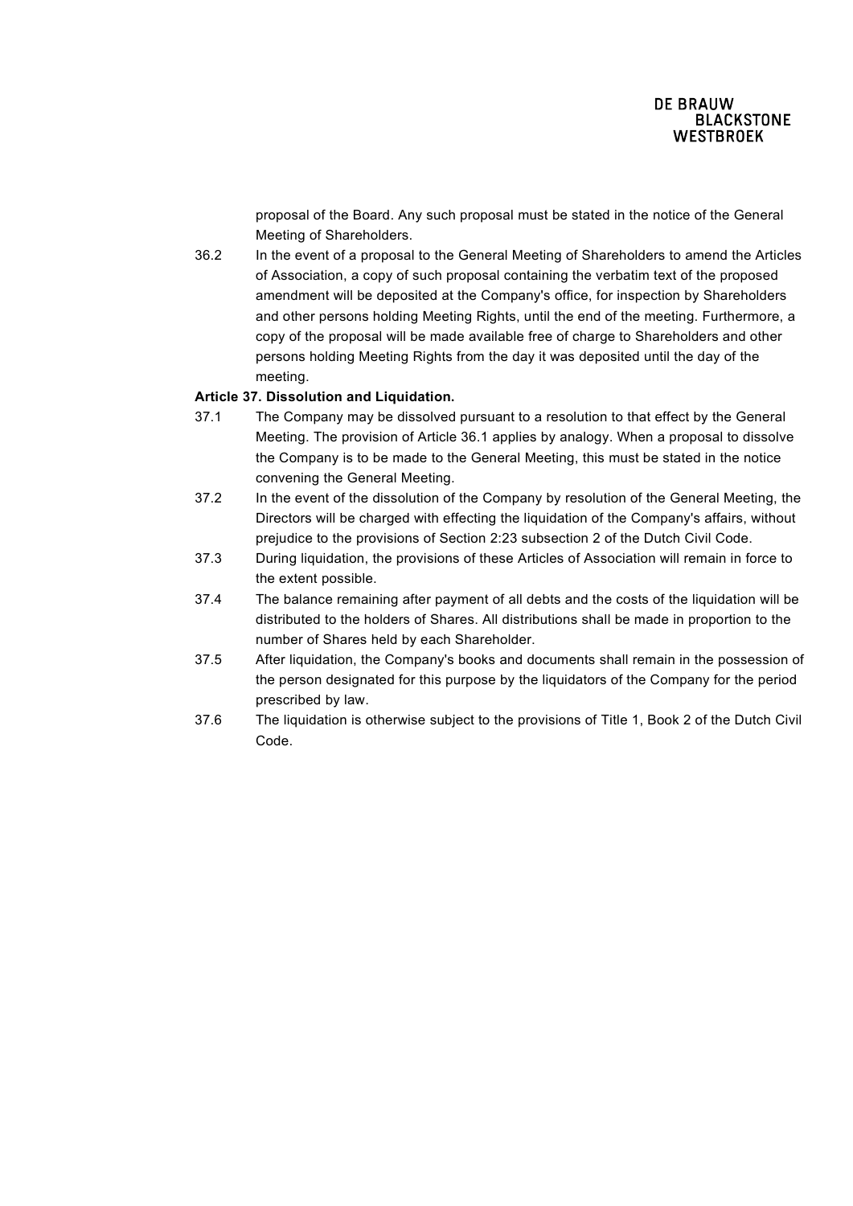proposal of the Board. Any such proposal must be stated in the notice of the General Meeting of Shareholders.

36.2 In the event of a proposal to the General Meeting of Shareholders to amend the Articles of Association, a copy of such proposal containing the verbatim text of the proposed amendment will be deposited at the Company's office, for inspection by Shareholders and other persons holding Meeting Rights, until the end of the meeting. Furthermore, a copy of the proposal will be made available free of charge to Shareholders and other persons holding Meeting Rights from the day it was deposited until the day of the meeting.

**Article 37. Dissolution and Liquidation.**

37.1 The Company may be dissolved pursuant to a resolution to that effect by the General Meeting. The provision of Article 36.1 applies by analogy. When a proposal to dissolve the Company is to be made to the General Meeting, this must be stated in the notice convening the General Meeting.

37.2 In the event of the dissolution of the Company by resolution of the General Meeting, the Directors will be charged with effecting the liquidation of the Company's affairs, without prejudice to the provisions of Section 2:23 subsection 2 of the Dutch Civil Code.

37.3 During liquidation, the provisions of these Articles of Association will remain in force to the extent possible.

37.4 The balance remaining after payment of all debts and the costs of the liquidation will be distributed to the holders of Shares. All distributions shall be made in proportion to the number of Shares held by each Shareholder.

37.5 After liquidation, the Company's books and documents shall remain in the possession of the person designated for this purpose by the liquidators of the Company for the period prescribed by law.

37.6 The liquidation is otherwise subject to the provisions of Title 1, Book 2 of the Dutch Civil Code.